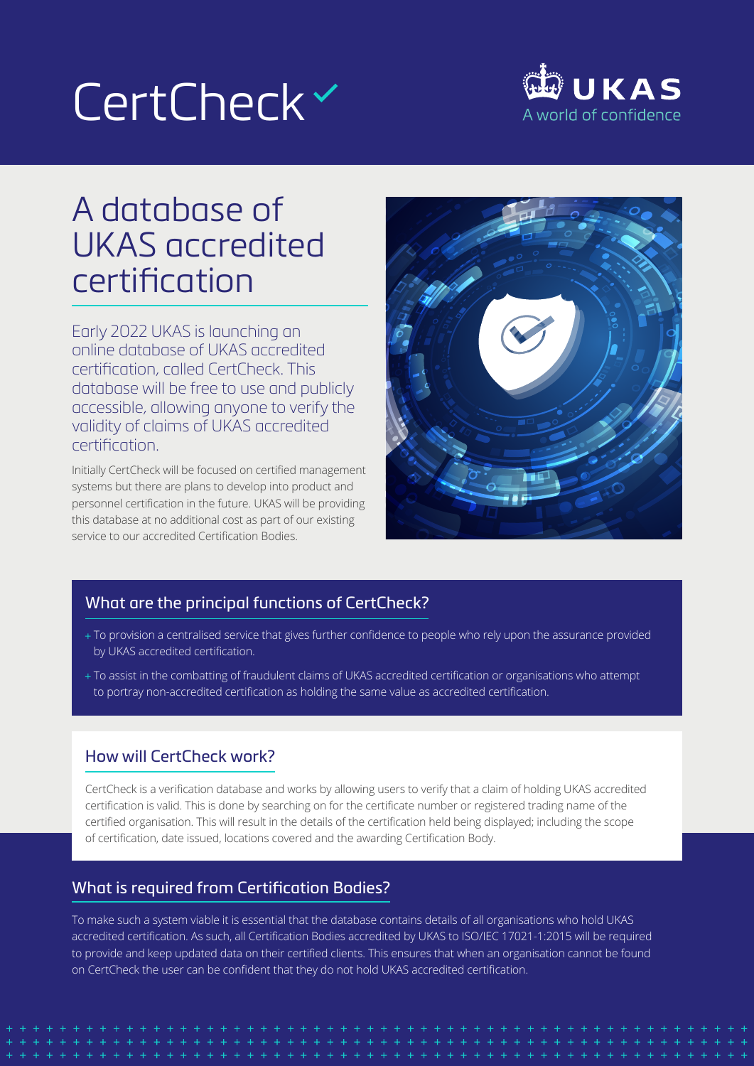# CertCheck

UKAS
A world of confidence

## A database of UKAS accredited certification

Early 2022 UKAS is launching an online database of UKAS accredited certification, called CertCheck. This database will be free to use and publicly accessible, allowing anyone to verify the validity of claims of UKAS accredited certification.

Initially CertCheck will be focused on certified management systems but there are plans to develop into product and personnel certification in the future. UKAS will be providing this database at no additional cost as part of our existing service to our accredited Certification Bodies.

### What are the principal functions of CertCheck?

+ To provision a centralised service that gives further confidence to people who rely upon the assurance provided by UKAS accredited certification.
+ To assist in the combatting of fraudulent claims of UKAS accredited certification or organisations who attempt to portray non-accredited certification as holding the same value as accredited certification.

### How will CertCheck work?

CertCheck is a verification database and works by allowing users to verify that a claim of holding UKAS accredited certification is valid. This is done by searching on for the certificate number or registered trading name of the certified organisation. This will result in the details of the certification held being displayed; including the scope of certification, date issued, locations covered and the awarding Certification Body.

### What is required from Certification Bodies?

To make such a system viable it is essential that the database contains details of all organisations who hold UKAS accredited certification. As such, all Certification Bodies accredited by UKAS to ISO/IEC 17021-1:2015 will be required to provide and keep updated data on their certified clients. This ensures that when an organisation cannot be found on CertCheck the user can be confident that they do not hold UKAS accredited certification.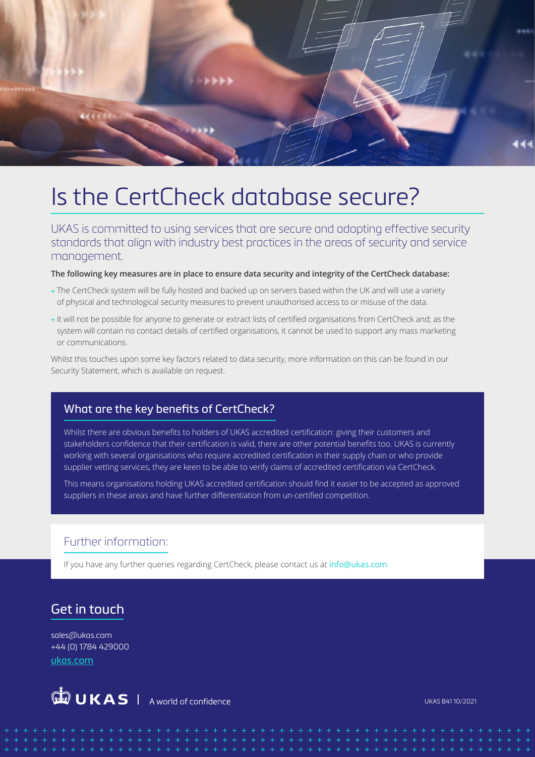# Is the CertCheck database secure?

UKAS is committed to using services that are secure and adopting effective security standards that align with industry best practices in the areas of security and service management.

**The following key measures are in place to ensure data security and integrity of the CertCheck database:**

+ The CertCheck system will be fully hosted and backed up on servers based within the UK and will use a variety of physical and technological security measures to prevent unauthorised access to or misuse of the data.
+ It will not be possible for anyone to generate or extract lists of certified organisations from CertCheck and; as the system will contain no contact details of certified organisations, it cannot be used to support any mass marketing or communications.

Whilst this touches upon some key factors related to data security, more information on this can be found in our Security Statement, which is available on request.

## What are the key benefits of CertCheck?

Whilst there are obvious benefits to holders of UKAS accredited certification: giving their customers and stakeholders confidence that their certification is valid, there are other potential benefits too. UKAS is currently working with several organisations who require accredited certification in their supply chain or who provide supplier vetting services, they are keen to be able to verify claims of accredited certification via CertCheck.

This means organisations holding UKAS accredited certification should find it easier to be accepted as approved suppliers in these areas and have further differentiation from un-certified competition.

## Further information:

If you have any further queries regarding CertCheck, please contact us at info@ukas.com

## Get in touch

sales@ukas.com
+44 (0) 1784 429000
ukas.com

UKAS | A world of confidence

UKAS B41 10/2021